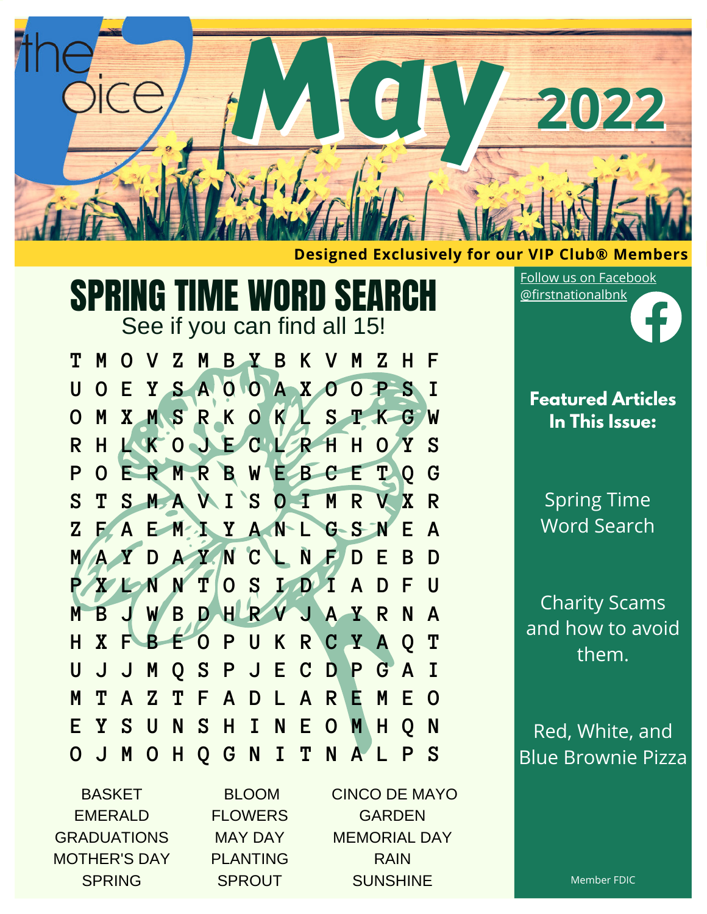# the voice May 2022

**Designed Exclusively for our VIP Club® Members**

## SPRING TIME WORD SEARCH

See if you can find all 15!

```
T M O V Z M B Y B K V M Z H F
U O E Y S A O O A X O O P S I
O M X M S R K O K L S T K G W
R H L K O J E C L R H H O Y S
P O E R M R B W E B C E T Q G
S T S M A V I S O I M R V X R
Z F A E M I Y A N L G S N E A
M A Y D A Y N C L N F D E B D
P X L N N T O S I D I A D F U
M B J W B D H R V J A Y R N A
H X F B E O P U K R C Y A Q T
U J J M Q S P J E C D P G A I
M T A Z T F A D L A R E M E O
E Y S U N S H I N E O M H Q N
O J M O H Q G N I T N A L P S
```

| | | |
|---|---|---|
| BASKET | BLOOM | CINCO DE MAYO |
| EMERALD | FLOWERS | GARDEN |
| GRADUATIONS | MAY DAY | MEMORIAL DAY |
| MOTHER'S DAY | PLANTING | RAIN |
| SPRING | SPROUT | SUNSHINE |

Follow us on Facebook @firstnationalbnk

**Featured Articles In This Issue:**

Spring Time Word Search

Charity Scams and how to avoid them.

Red, White, and Blue Brownie Pizza

Member FDIC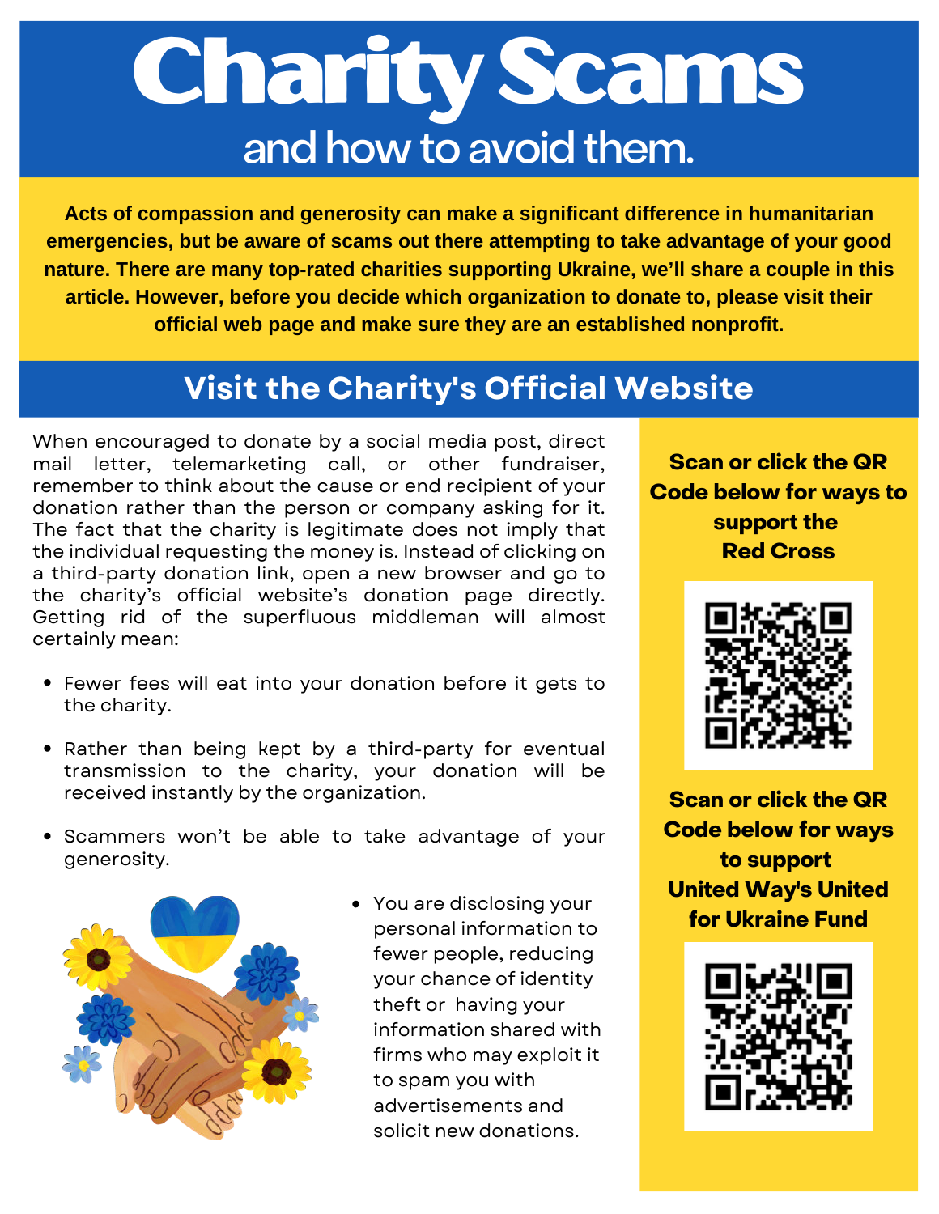# Charity Scams

## and how to avoid them.

**Acts of compassion and generosity can make a significant difference in humanitarian emergencies, but be aware of scams out there attempting to take advantage of your good nature. There are many top-rated charities supporting Ukraine, we'll share a couple in this article. However, before you decide which organization to donate to, please visit their official web page and make sure they are an established nonprofit.**

## Visit the Charity's Official Website

When encouraged to donate by a social media post, direct mail letter, telemarketing call, or other fundraiser, remember to think about the cause or end recipient of your donation rather than the person or company asking for it. The fact that the charity is legitimate does not imply that the individual requesting the money is. Instead of clicking on a third-party donation link, open a new browser and go to the charity's official website's donation page directly. Getting rid of the superfluous middleman will almost certainly mean:

- Fewer fees will eat into your donation before it gets to the charity.
- Rather than being kept by a third-party for eventual transmission to the charity, your donation will be received instantly by the organization.
- Scammers won't be able to take advantage of your generosity.
- You are disclosing your personal information to fewer people, reducing your chance of identity theft or having your information shared with firms who may exploit it to spam you with advertisements and solicit new donations.

**Scan or click the QR Code below for ways to support the Red Cross**

**Scan or click the QR Code below for ways to support United Way's United for Ukraine Fund**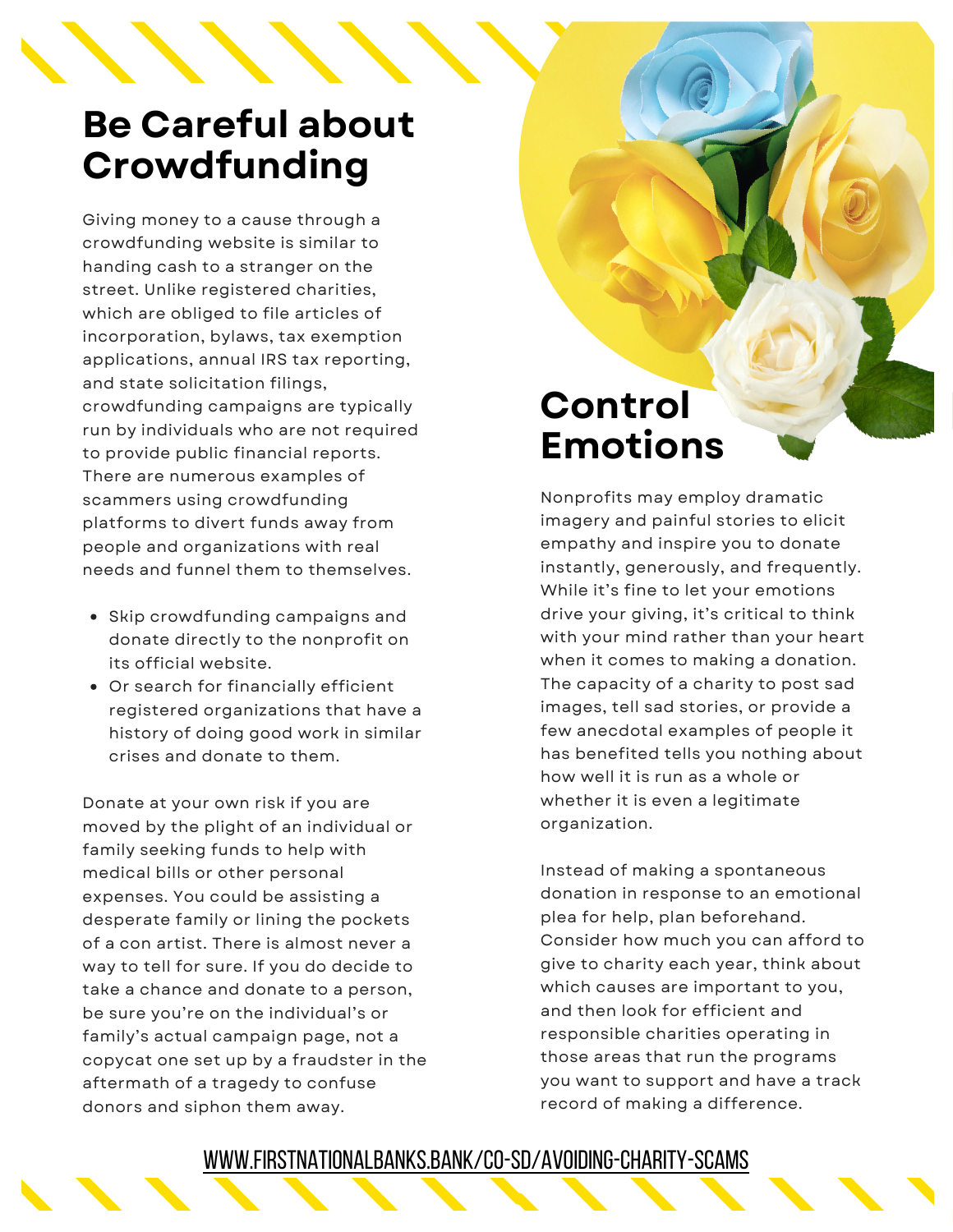## Be Careful about Crowdfunding

Giving money to a cause through a crowdfunding website is similar to handing cash to a stranger on the street. Unlike registered charities, which are obliged to file articles of incorporation, bylaws, tax exemption applications, annual IRS tax reporting, and state solicitation filings, crowdfunding campaigns are typically run by individuals who are not required to provide public financial reports. There are numerous examples of scammers using crowdfunding platforms to divert funds away from people and organizations with real needs and funnel them to themselves.

- Skip crowdfunding campaigns and donate directly to the nonprofit on its official website.
- Or search for financially efficient registered organizations that have a history of doing good work in similar crises and donate to them.

Donate at your own risk if you are moved by the plight of an individual or family seeking funds to help with medical bills or other personal expenses. You could be assisting a desperate family or lining the pockets of a con artist. There is almost never a way to tell for sure. If you do decide to take a chance and donate to a person, be sure you're on the individual's or family's actual campaign page, not a copycat one set up by a fraudster in the aftermath of a tragedy to confuse donors and siphon them away.

## Control Emotions

Nonprofits may employ dramatic imagery and painful stories to elicit empathy and inspire you to donate instantly, generously, and frequently. While it's fine to let your emotions drive your giving, it's critical to think with your mind rather than your heart when it comes to making a donation. The capacity of a charity to post sad images, tell sad stories, or provide a few anecdotal examples of people it has benefited tells you nothing about how well it is run as a whole or whether it is even a legitimate organization.

Instead of making a spontaneous donation in response to an emotional plea for help, plan beforehand. Consider how much you can afford to give to charity each year, think about which causes are important to you, and then look for efficient and responsible charities operating in those areas that run the programs you want to support and have a track record of making a difference.

WWW.FIRSTNATIONALBANKS.BANK/CO-SD/AVOIDING-CHARITY-SCAMS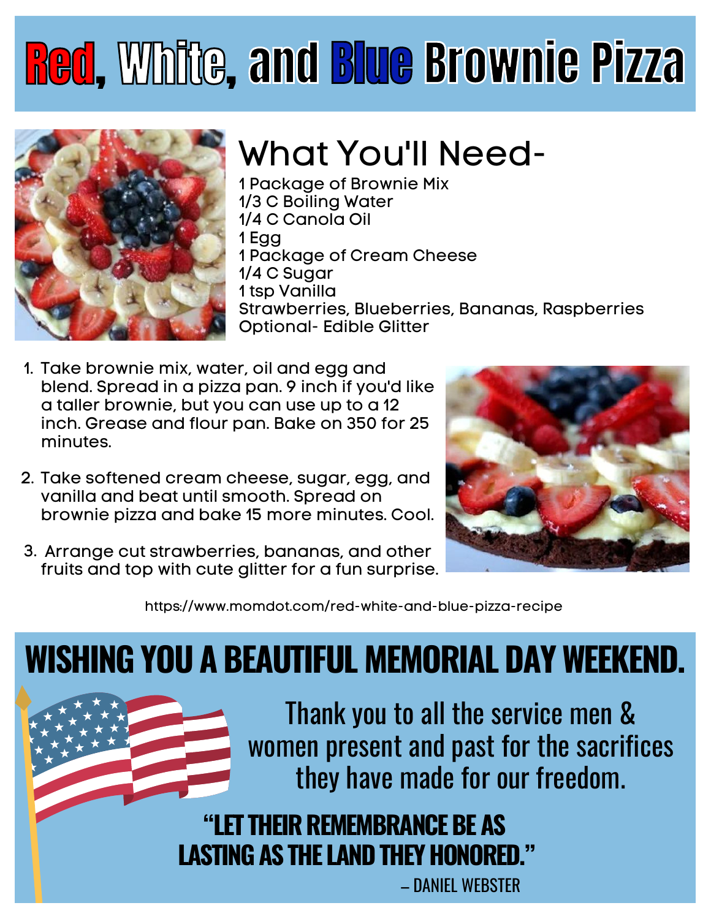# Red, White, and Blue Brownie Pizza

## What You'll Need-

1 Package of Brownie Mix
1/3 C Boiling Water
1/4 C Canola Oil
1 Egg
1 Package of Cream Cheese
1/4 C Sugar
1 tsp Vanilla
Strawberries, Blueberries, Bananas, Raspberries
Optional- Edible Glitter

1. Take brownie mix, water, oil and egg and blend. Spread in a pizza pan. 9 inch if you'd like a taller brownie, but you can use up to a 12 inch. Grease and flour pan. Bake on 350 for 25 minutes.
2. Take softened cream cheese, sugar, egg, and vanilla and beat until smooth. Spread on brownie pizza and bake 15 more minutes. Cool.
3. Arrange cut strawberries, bananas, and other fruits and top with cute glitter for a fun surprise.

https://www.momdot.com/red-white-and-blue-pizza-recipe

# WISHING YOU A BEAUTIFUL MEMORIAL DAY WEEKEND.

Thank you to all the service men & women present and past for the sacrifices they have made for our freedom.

**"LET THEIR REMEMBRANCE BE AS LASTING AS THE LAND THEY HONORED."**

– DANIEL WEBSTER